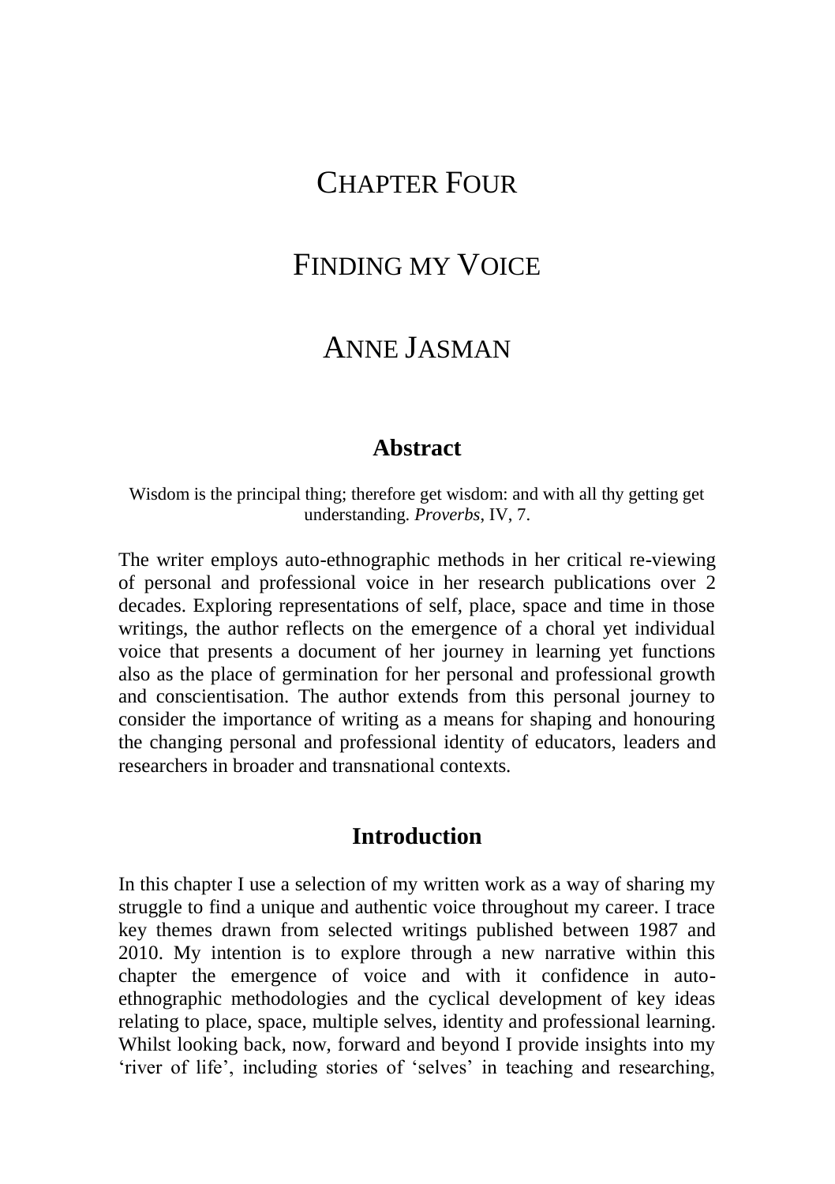# CHAPTER FOUR

# FINDING MY VOICE

# ANNE JASMAN

## Abstract

Wisdom is the principal thing; therefore get wisdom: and with all thy getting get understanding. *Proverbs*, IV, 7.

The writer employs auto-ethnographic methods in her critical re-viewing of personal and professional voice in her research publications over 2 decades. Exploring representations of self, place, space and time in those writings, the author reflects on the emergence of a choral yet individual voice that presents a document of her journey in learning yet functions also as the place of germination for her personal and professional growth and conscientisation. The author extends from this personal journey to consider the importance of writing as a means for shaping and honouring the changing personal and professional identity of educators, leaders and researchers in broader and transnational contexts.

## Introduction

In this chapter I use a selection of my written work as a way of sharing my struggle to find a unique and authentic voice throughout my career. I trace key themes drawn from selected writings published between 1987 and 2010. My intention is to explore through a new narrative within this chapter the emergence of voice and with it confidence in auto-ethnographic methodologies and the cyclical development of key ideas relating to place, space, multiple selves, identity and professional learning. Whilst looking back, now, forward and beyond I provide insights into my 'river of life', including stories of 'selves' in teaching and researching,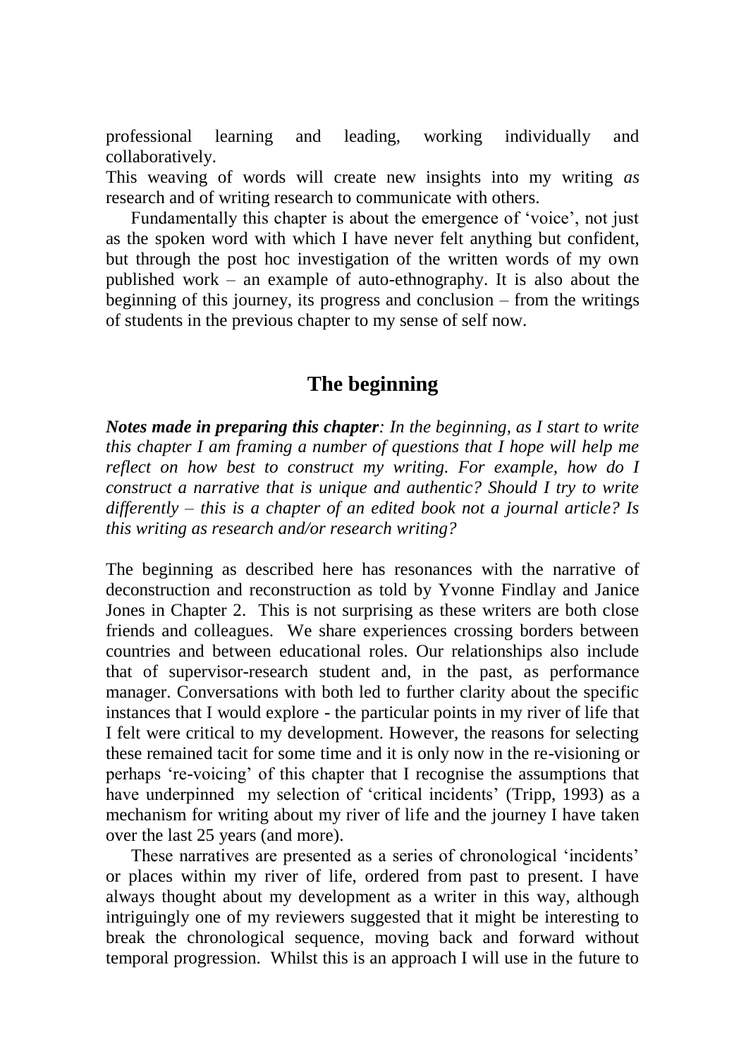professional learning and leading, working individually and collaboratively.

This weaving of words will create new insights into my writing *as* research and of writing research to communicate with others.

Fundamentally this chapter is about the emergence of 'voice', not just as the spoken word with which I have never felt anything but confident, but through the post hoc investigation of the written words of my own published work – an example of auto-ethnography. It is also about the beginning of this journey, its progress and conclusion – from the writings of students in the previous chapter to my sense of self now.

## The beginning

***Notes made in preparing this chapter****: In the beginning, as I start to write this chapter I am framing a number of questions that I hope will help me reflect on how best to construct my writing. For example, how do I construct a narrative that is unique and authentic? Should I try to write differently – this is a chapter of an edited book not a journal article? Is this writing as research and/or research writing?*

The beginning as described here has resonances with the narrative of deconstruction and reconstruction as told by Yvonne Findlay and Janice Jones in Chapter 2. This is not surprising as these writers are both close friends and colleagues. We share experiences crossing borders between countries and between educational roles. Our relationships also include that of supervisor-research student and, in the past, as performance manager. Conversations with both led to further clarity about the specific instances that I would explore - the particular points in my river of life that I felt were critical to my development. However, the reasons for selecting these remained tacit for some time and it is only now in the re-visioning or perhaps 're-voicing' of this chapter that I recognise the assumptions that have underpinned my selection of 'critical incidents' (Tripp, 1993) as a mechanism for writing about my river of life and the journey I have taken over the last 25 years (and more).

These narratives are presented as a series of chronological 'incidents' or places within my river of life, ordered from past to present. I have always thought about my development as a writer in this way, although intriguingly one of my reviewers suggested that it might be interesting to break the chronological sequence, moving back and forward without temporal progression. Whilst this is an approach I will use in the future to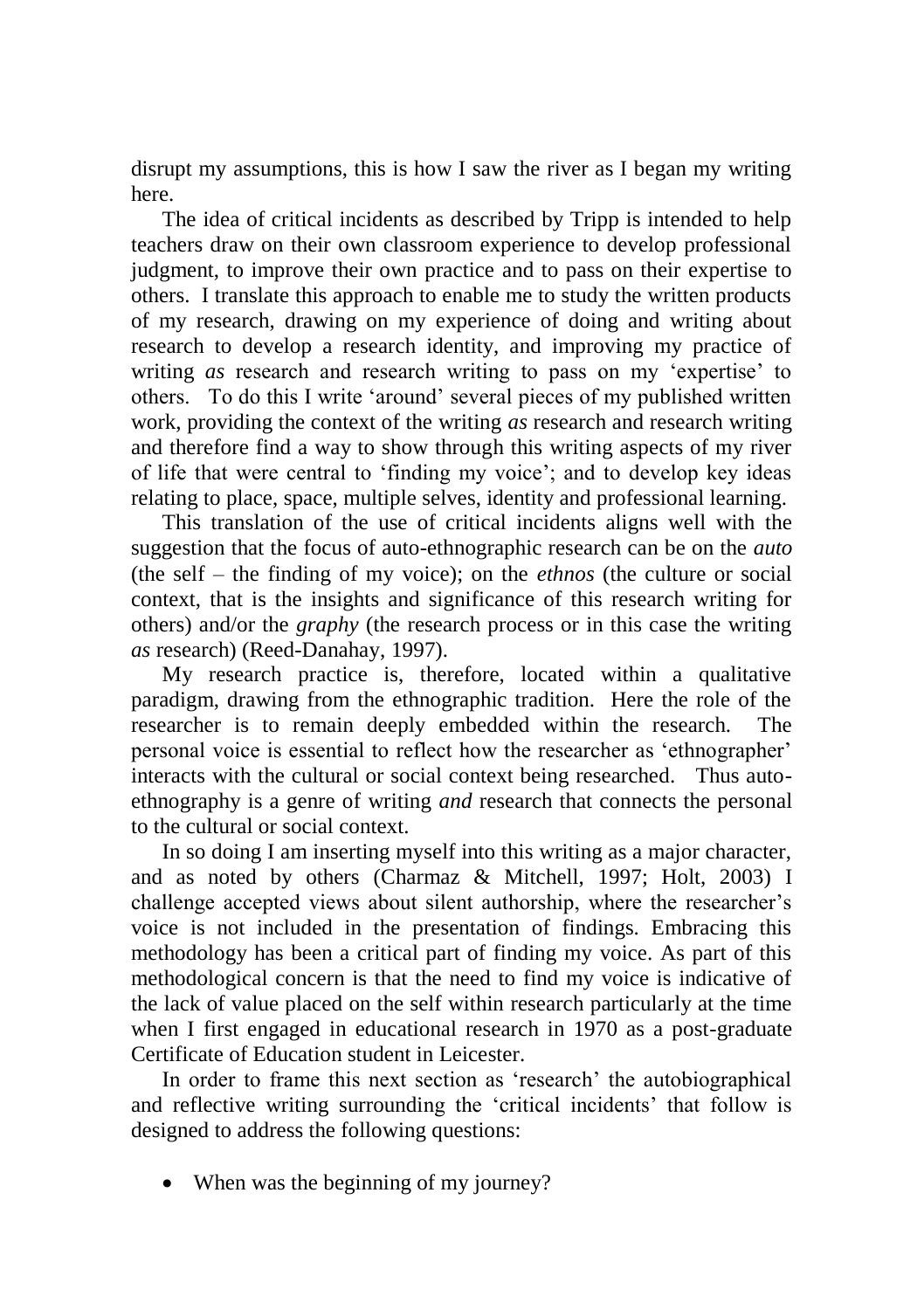disrupt my assumptions, this is how I saw the river as I began my writing here.

The idea of critical incidents as described by Tripp is intended to help teachers draw on their own classroom experience to develop professional judgment, to improve their own practice and to pass on their expertise to others. I translate this approach to enable me to study the written products of my research, drawing on my experience of doing and writing about research to develop a research identity, and improving my practice of writing *as* research and research writing to pass on my 'expertise' to others. To do this I write 'around' several pieces of my published written work, providing the context of the writing *as* research and research writing and therefore find a way to show through this writing aspects of my river of life that were central to 'finding my voice'; and to develop key ideas relating to place, space, multiple selves, identity and professional learning.

This translation of the use of critical incidents aligns well with the suggestion that the focus of auto-ethnographic research can be on the *auto* (the self – the finding of my voice); on the *ethnos* (the culture or social context, that is the insights and significance of this research writing for others) and/or the *graphy* (the research process or in this case the writing *as* research) (Reed-Danahay, 1997).

My research practice is, therefore, located within a qualitative paradigm, drawing from the ethnographic tradition. Here the role of the researcher is to remain deeply embedded within the research. The personal voice is essential to reflect how the researcher as 'ethnographer' interacts with the cultural or social context being researched. Thus auto-ethnography is a genre of writing *and* research that connects the personal to the cultural or social context.

In so doing I am inserting myself into this writing as a major character, and as noted by others (Charmaz & Mitchell, 1997; Holt, 2003) I challenge accepted views about silent authorship, where the researcher's voice is not included in the presentation of findings. Embracing this methodology has been a critical part of finding my voice. As part of this methodological concern is that the need to find my voice is indicative of the lack of value placed on the self within research particularly at the time when I first engaged in educational research in 1970 as a post-graduate Certificate of Education student in Leicester.

In order to frame this next section as 'research' the autobiographical and reflective writing surrounding the 'critical incidents' that follow is designed to address the following questions:

- When was the beginning of my journey?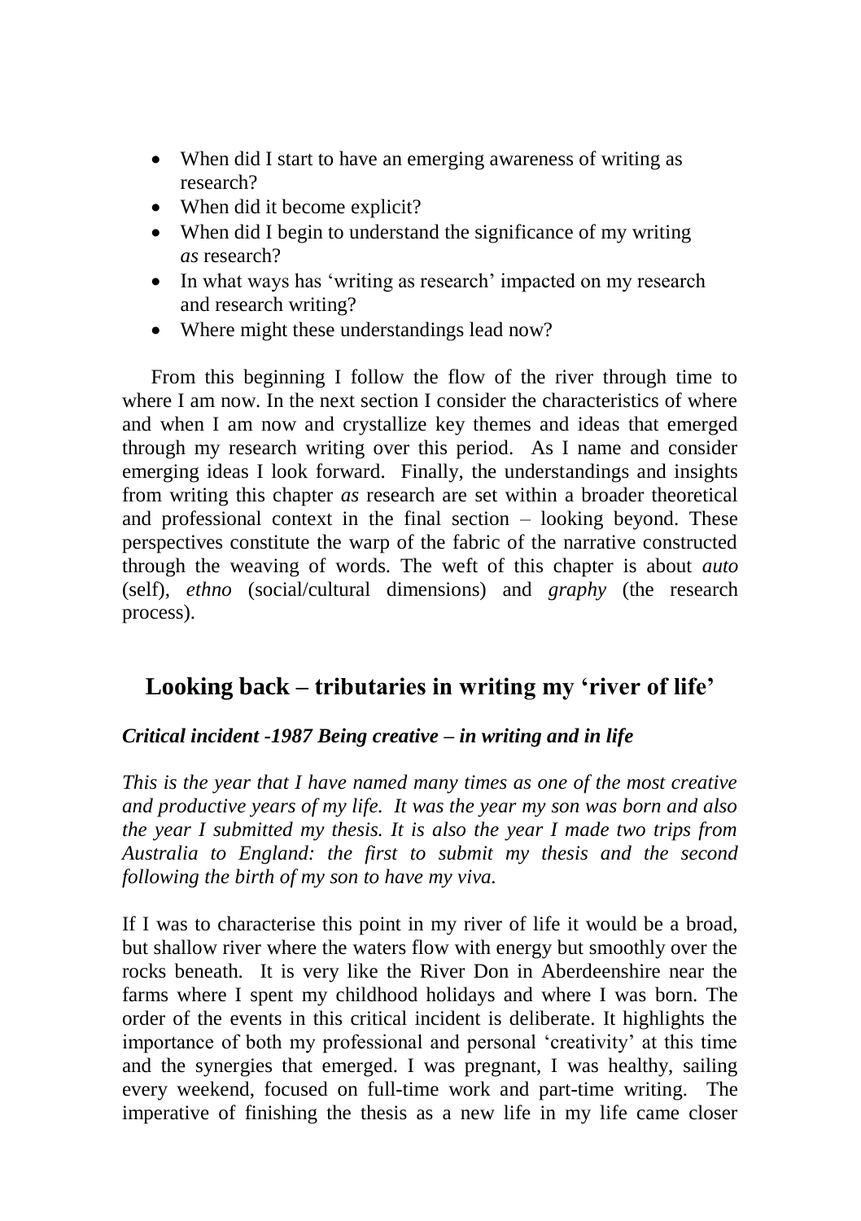- When did I start to have an emerging awareness of writing as research?
- When did it become explicit?
- When did I begin to understand the significance of my writing *as* research?
- In what ways has 'writing as research' impacted on my research and research writing?
- Where might these understandings lead now?

From this beginning I follow the flow of the river through time to where I am now. In the next section I consider the characteristics of where and when I am now and crystallize key themes and ideas that emerged through my research writing over this period. As I name and consider emerging ideas I look forward. Finally, the understandings and insights from writing this chapter *as* research are set within a broader theoretical and professional context in the final section – looking beyond. These perspectives constitute the warp of the fabric of the narrative constructed through the weaving of words. The weft of this chapter is about *auto* (self), *ethno* (social/cultural dimensions) and *graphy* (the research process).

## Looking back – tributaries in writing my 'river of life'

### *Critical incident -1987 Being creative – in writing and in life*

*This is the year that I have named many times as one of the most creative and productive years of my life. It was the year my son was born and also the year I submitted my thesis. It is also the year I made two trips from Australia to England: the first to submit my thesis and the second following the birth of my son to have my viva.*

If I was to characterise this point in my river of life it would be a broad, but shallow river where the waters flow with energy but smoothly over the rocks beneath. It is very like the River Don in Aberdeenshire near the farms where I spent my childhood holidays and where I was born. The order of the events in this critical incident is deliberate. It highlights the importance of both my professional and personal 'creativity' at this time and the synergies that emerged. I was pregnant, I was healthy, sailing every weekend, focused on full-time work and part-time writing. The imperative of finishing the thesis as a new life in my life came closer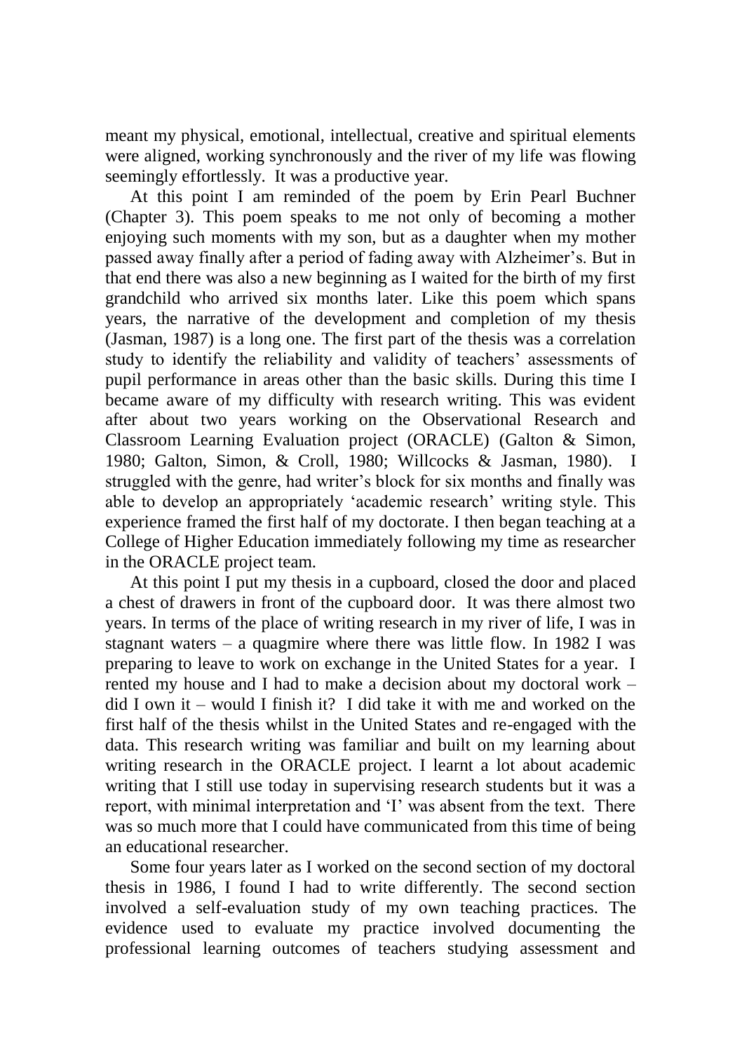meant my physical, emotional, intellectual, creative and spiritual elements were aligned, working synchronously and the river of my life was flowing seemingly effortlessly. It was a productive year.

At this point I am reminded of the poem by Erin Pearl Buchner (Chapter 3). This poem speaks to me not only of becoming a mother enjoying such moments with my son, but as a daughter when my mother passed away finally after a period of fading away with Alzheimer's. But in that end there was also a new beginning as I waited for the birth of my first grandchild who arrived six months later. Like this poem which spans years, the narrative of the development and completion of my thesis (Jasman, 1987) is a long one. The first part of the thesis was a correlation study to identify the reliability and validity of teachers' assessments of pupil performance in areas other than the basic skills. During this time I became aware of my difficulty with research writing. This was evident after about two years working on the Observational Research and Classroom Learning Evaluation project (ORACLE) (Galton & Simon, 1980; Galton, Simon, & Croll, 1980; Willcocks & Jasman, 1980). I struggled with the genre, had writer's block for six months and finally was able to develop an appropriately 'academic research' writing style. This experience framed the first half of my doctorate. I then began teaching at a College of Higher Education immediately following my time as researcher in the ORACLE project team.

At this point I put my thesis in a cupboard, closed the door and placed a chest of drawers in front of the cupboard door. It was there almost two years. In terms of the place of writing research in my river of life, I was in stagnant waters – a quagmire where there was little flow. In 1982 I was preparing to leave to work on exchange in the United States for a year. I rented my house and I had to make a decision about my doctoral work – did I own it – would I finish it? I did take it with me and worked on the first half of the thesis whilst in the United States and re-engaged with the data. This research writing was familiar and built on my learning about writing research in the ORACLE project. I learnt a lot about academic writing that I still use today in supervising research students but it was a report, with minimal interpretation and 'I' was absent from the text. There was so much more that I could have communicated from this time of being an educational researcher.

Some four years later as I worked on the second section of my doctoral thesis in 1986, I found I had to write differently. The second section involved a self-evaluation study of my own teaching practices. The evidence used to evaluate my practice involved documenting the professional learning outcomes of teachers studying assessment and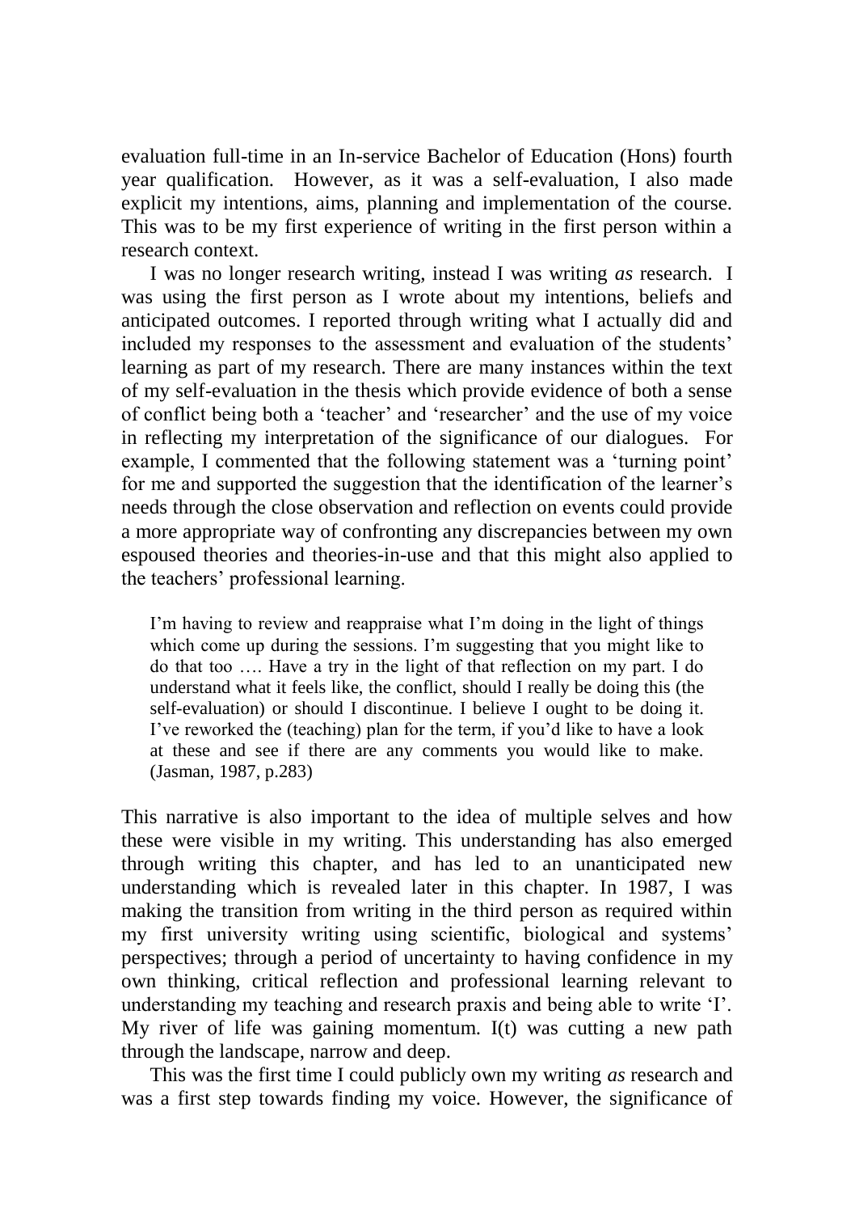evaluation full-time in an In-service Bachelor of Education (Hons) fourth year qualification. However, as it was a self-evaluation, I also made explicit my intentions, aims, planning and implementation of the course. This was to be my first experience of writing in the first person within a research context.

I was no longer research writing, instead I was writing *as* research. I was using the first person as I wrote about my intentions, beliefs and anticipated outcomes. I reported through writing what I actually did and included my responses to the assessment and evaluation of the students' learning as part of my research. There are many instances within the text of my self-evaluation in the thesis which provide evidence of both a sense of conflict being both a 'teacher' and 'researcher' and the use of my voice in reflecting my interpretation of the significance of our dialogues. For example, I commented that the following statement was a 'turning point' for me and supported the suggestion that the identification of the learner's needs through the close observation and reflection on events could provide a more appropriate way of confronting any discrepancies between my own espoused theories and theories-in-use and that this might also applied to the teachers' professional learning.

> I'm having to review and reappraise what I'm doing in the light of things which come up during the sessions. I'm suggesting that you might like to do that too …. Have a try in the light of that reflection on my part. I do understand what it feels like, the conflict, should I really be doing this (the self-evaluation) or should I discontinue. I believe I ought to be doing it. I've reworked the (teaching) plan for the term, if you'd like to have a look at these and see if there are any comments you would like to make. (Jasman, 1987, p.283)

This narrative is also important to the idea of multiple selves and how these were visible in my writing. This understanding has also emerged through writing this chapter, and has led to an unanticipated new understanding which is revealed later in this chapter. In 1987, I was making the transition from writing in the third person as required within my first university writing using scientific, biological and systems' perspectives; through a period of uncertainty to having confidence in my own thinking, critical reflection and professional learning relevant to understanding my teaching and research praxis and being able to write 'I'. My river of life was gaining momentum. I(t) was cutting a new path through the landscape, narrow and deep.

This was the first time I could publicly own my writing *as* research and was a first step towards finding my voice. However, the significance of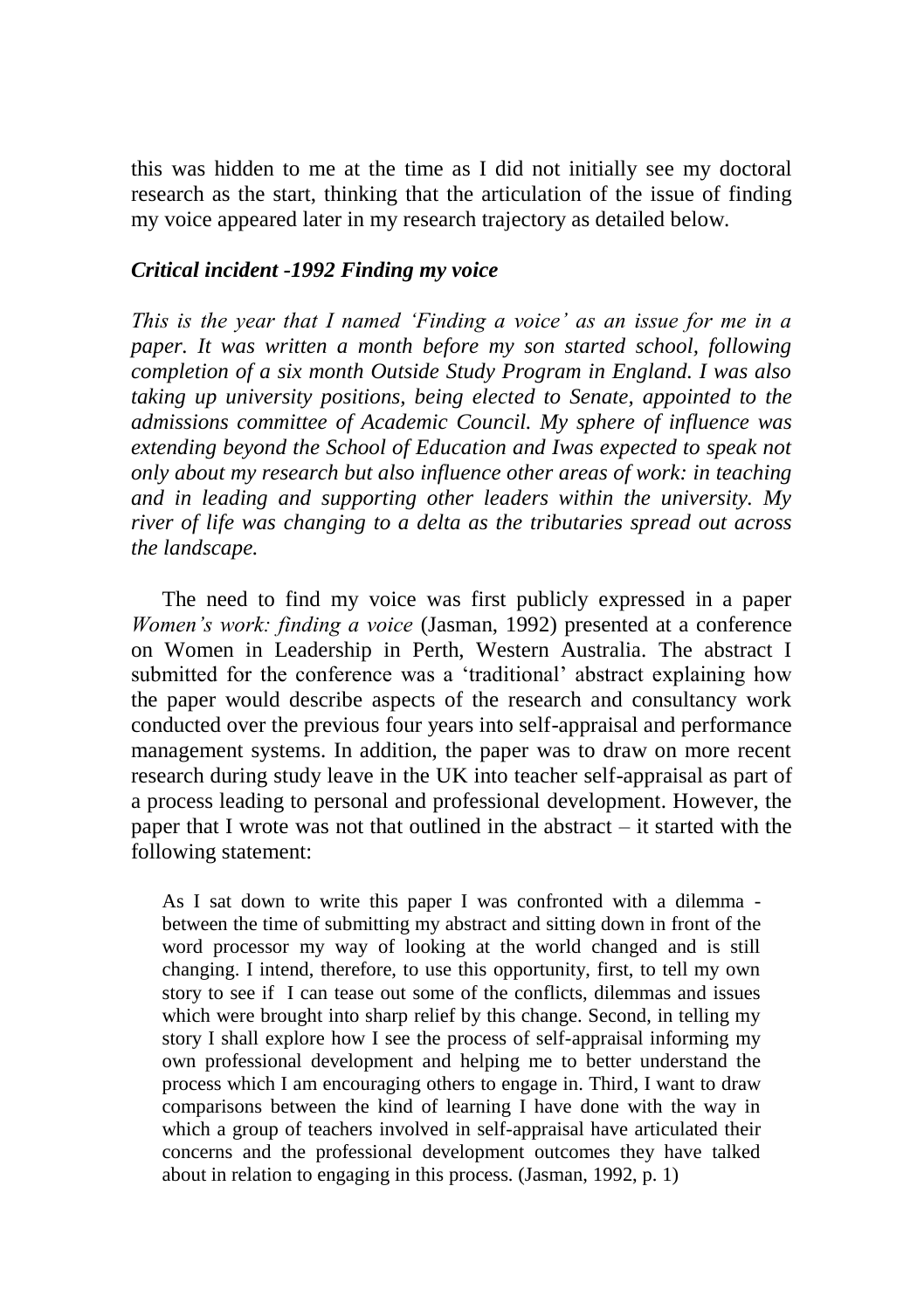this was hidden to me at the time as I did not initially see my doctoral research as the start, thinking that the articulation of the issue of finding my voice appeared later in my research trajectory as detailed below.

### *Critical incident -1992 Finding my voice*

*This is the year that I named 'Finding a voice' as an issue for me in a paper. It was written a month before my son started school, following completion of a six month Outside Study Program in England. I was also taking up university positions, being elected to Senate, appointed to the admissions committee of Academic Council. My sphere of influence was extending beyond the School of Education and Iwas expected to speak not only about my research but also influence other areas of work: in teaching and in leading and supporting other leaders within the university. My river of life was changing to a delta as the tributaries spread out across the landscape.*

The need to find my voice was first publicly expressed in a paper *Women's work: finding a voice* (Jasman, 1992) presented at a conference on Women in Leadership in Perth, Western Australia. The abstract I submitted for the conference was a 'traditional' abstract explaining how the paper would describe aspects of the research and consultancy work conducted over the previous four years into self-appraisal and performance management systems. In addition, the paper was to draw on more recent research during study leave in the UK into teacher self-appraisal as part of a process leading to personal and professional development. However, the paper that I wrote was not that outlined in the abstract – it started with the following statement:

> As I sat down to write this paper I was confronted with a dilemma - between the time of submitting my abstract and sitting down in front of the word processor my way of looking at the world changed and is still changing. I intend, therefore, to use this opportunity, first, to tell my own story to see if I can tease out some of the conflicts, dilemmas and issues which were brought into sharp relief by this change. Second, in telling my story I shall explore how I see the process of self-appraisal informing my own professional development and helping me to better understand the process which I am encouraging others to engage in. Third, I want to draw comparisons between the kind of learning I have done with the way in which a group of teachers involved in self-appraisal have articulated their concerns and the professional development outcomes they have talked about in relation to engaging in this process. (Jasman, 1992, p. 1)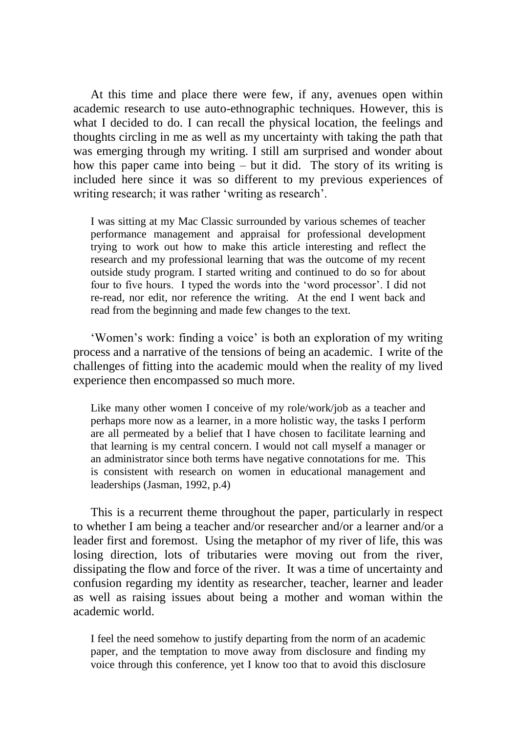At this time and place there were few, if any, avenues open within academic research to use auto-ethnographic techniques. However, this is what I decided to do. I can recall the physical location, the feelings and thoughts circling in me as well as my uncertainty with taking the path that was emerging through my writing. I still am surprised and wonder about how this paper came into being – but it did. The story of its writing is included here since it was so different to my previous experiences of writing research; it was rather 'writing as research'.

> I was sitting at my Mac Classic surrounded by various schemes of teacher performance management and appraisal for professional development trying to work out how to make this article interesting and reflect the research and my professional learning that was the outcome of my recent outside study program. I started writing and continued to do so for about four to five hours. I typed the words into the 'word processor'. I did not re-read, nor edit, nor reference the writing. At the end I went back and read from the beginning and made few changes to the text.

'Women's work: finding a voice' is both an exploration of my writing process and a narrative of the tensions of being an academic. I write of the challenges of fitting into the academic mould when the reality of my lived experience then encompassed so much more.

> Like many other women I conceive of my role/work/job as a teacher and perhaps more now as a learner, in a more holistic way, the tasks I perform are all permeated by a belief that I have chosen to facilitate learning and that learning is my central concern. I would not call myself a manager or an administrator since both terms have negative connotations for me. This is consistent with research on women in educational management and leaderships (Jasman, 1992, p.4)

This is a recurrent theme throughout the paper, particularly in respect to whether I am being a teacher and/or researcher and/or a learner and/or a leader first and foremost. Using the metaphor of my river of life, this was losing direction, lots of tributaries were moving out from the river, dissipating the flow and force of the river. It was a time of uncertainty and confusion regarding my identity as researcher, teacher, learner and leader as well as raising issues about being a mother and woman within the academic world.

> I feel the need somehow to justify departing from the norm of an academic paper, and the temptation to move away from disclosure and finding my voice through this conference, yet I know too that to avoid this disclosure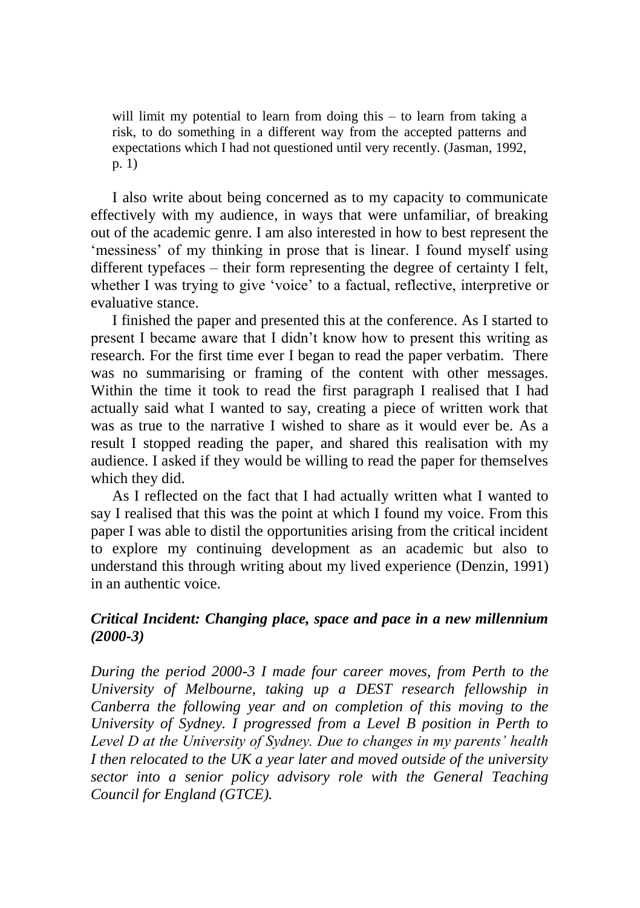> will limit my potential to learn from doing this – to learn from taking a risk, to do something in a different way from the accepted patterns and expectations which I had not questioned until very recently. (Jasman, 1992, p. 1)

I also write about being concerned as to my capacity to communicate effectively with my audience, in ways that were unfamiliar, of breaking out of the academic genre. I am also interested in how to best represent the 'messiness' of my thinking in prose that is linear. I found myself using different typefaces – their form representing the degree of certainty I felt, whether I was trying to give 'voice' to a factual, reflective, interpretive or evaluative stance.

I finished the paper and presented this at the conference. As I started to present I became aware that I didn't know how to present this writing as research. For the first time ever I began to read the paper verbatim. There was no summarising or framing of the content with other messages. Within the time it took to read the first paragraph I realised that I had actually said what I wanted to say, creating a piece of written work that was as true to the narrative I wished to share as it would ever be. As a result I stopped reading the paper, and shared this realisation with my audience. I asked if they would be willing to read the paper for themselves which they did.

As I reflected on the fact that I had actually written what I wanted to say I realised that this was the point at which I found my voice. From this paper I was able to distil the opportunities arising from the critical incident to explore my continuing development as an academic but also to understand this through writing about my lived experience (Denzin, 1991) in an authentic voice.

### *Critical Incident: Changing place, space and pace in a new millennium (2000-3)*

*During the period 2000-3 I made four career moves, from Perth to the University of Melbourne, taking up a DEST research fellowship in Canberra the following year and on completion of this moving to the University of Sydney. I progressed from a Level B position in Perth to Level D at the University of Sydney. Due to changes in my parents' health I then relocated to the UK a year later and moved outside of the university sector into a senior policy advisory role with the General Teaching Council for England (GTCE).*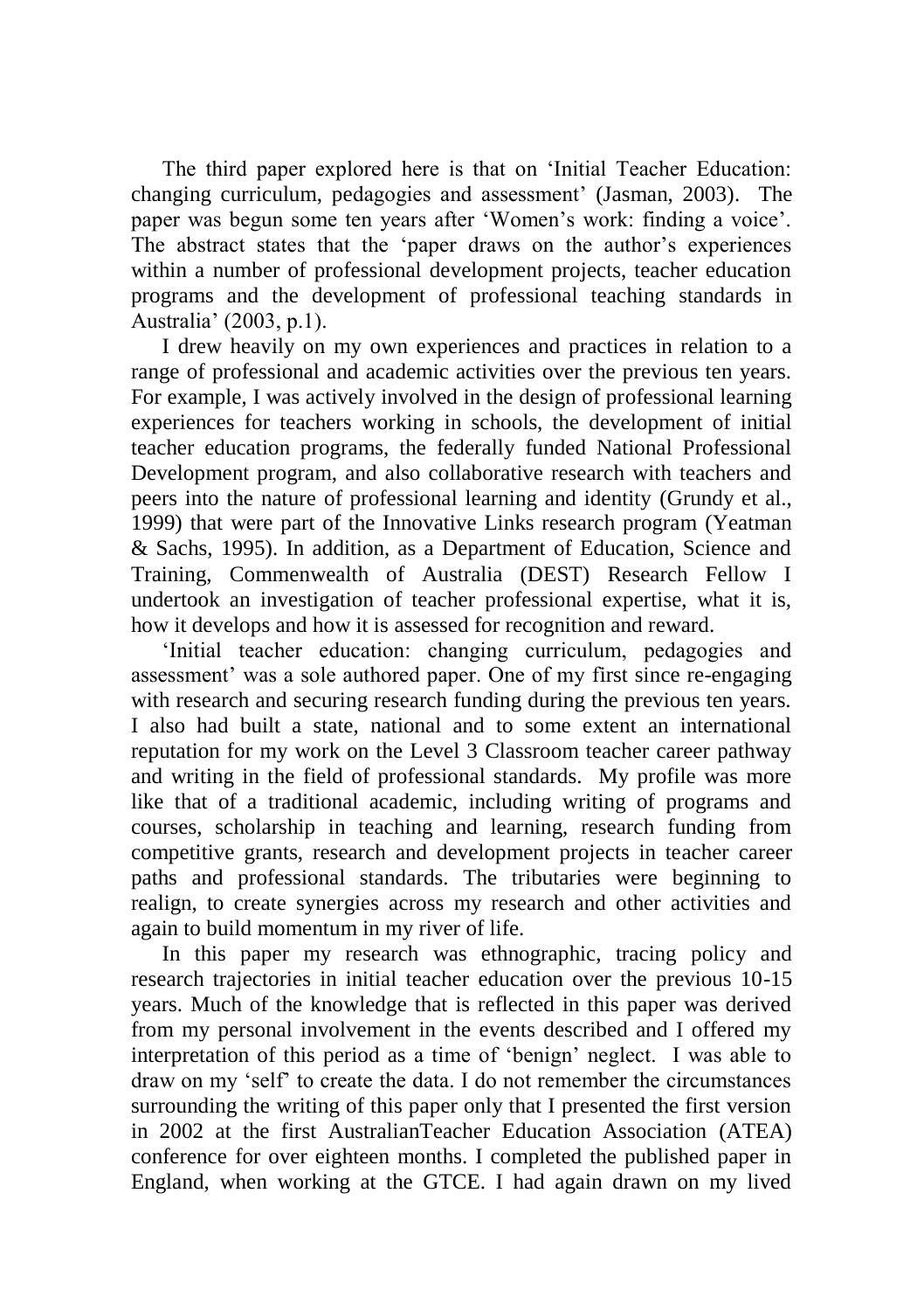The third paper explored here is that on 'Initial Teacher Education: changing curriculum, pedagogies and assessment' (Jasman, 2003). The paper was begun some ten years after 'Women's work: finding a voice'. The abstract states that the 'paper draws on the author's experiences within a number of professional development projects, teacher education programs and the development of professional teaching standards in Australia' (2003, p.1).

I drew heavily on my own experiences and practices in relation to a range of professional and academic activities over the previous ten years. For example, I was actively involved in the design of professional learning experiences for teachers working in schools, the development of initial teacher education programs, the federally funded National Professional Development program, and also collaborative research with teachers and peers into the nature of professional learning and identity (Grundy et al., 1999) that were part of the Innovative Links research program (Yeatman & Sachs, 1995). In addition, as a Department of Education, Science and Training, Commenwealth of Australia (DEST) Research Fellow I undertook an investigation of teacher professional expertise, what it is, how it develops and how it is assessed for recognition and reward.

'Initial teacher education: changing curriculum, pedagogies and assessment' was a sole authored paper. One of my first since re-engaging with research and securing research funding during the previous ten years. I also had built a state, national and to some extent an international reputation for my work on the Level 3 Classroom teacher career pathway and writing in the field of professional standards. My profile was more like that of a traditional academic, including writing of programs and courses, scholarship in teaching and learning, research funding from competitive grants, research and development projects in teacher career paths and professional standards. The tributaries were beginning to realign, to create synergies across my research and other activities and again to build momentum in my river of life.

In this paper my research was ethnographic, tracing policy and research trajectories in initial teacher education over the previous 10-15 years. Much of the knowledge that is reflected in this paper was derived from my personal involvement in the events described and I offered my interpretation of this period as a time of 'benign' neglect. I was able to draw on my 'self' to create the data. I do not remember the circumstances surrounding the writing of this paper only that I presented the first version in 2002 at the first AustralianTeacher Education Association (ATEA) conference for over eighteen months. I completed the published paper in England, when working at the GTCE. I had again drawn on my lived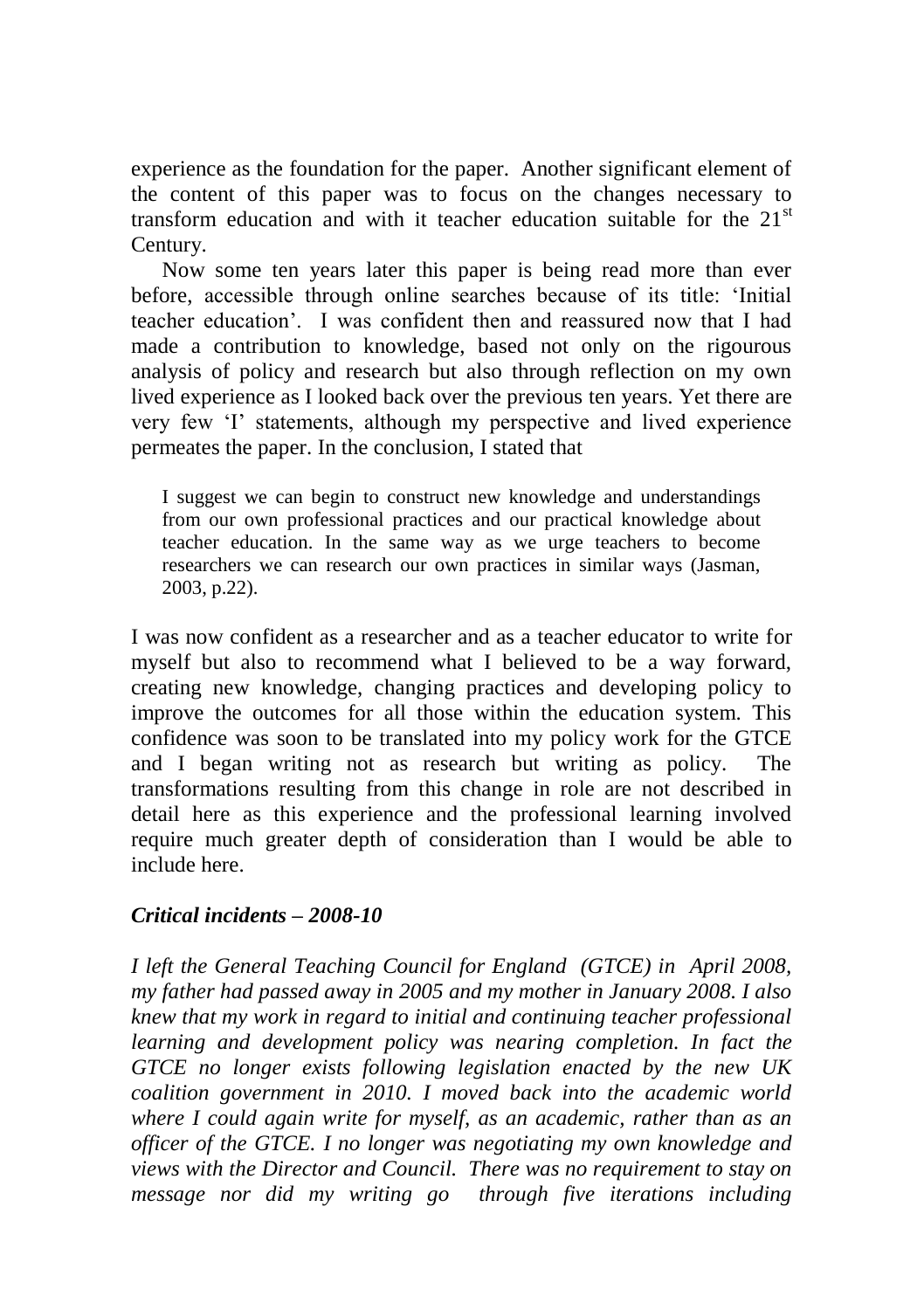experience as the foundation for the paper. Another significant element of the content of this paper was to focus on the changes necessary to transform education and with it teacher education suitable for the 21st Century.

Now some ten years later this paper is being read more than ever before, accessible through online searches because of its title: 'Initial teacher education'. I was confident then and reassured now that I had made a contribution to knowledge, based not only on the rigourous analysis of policy and research but also through reflection on my own lived experience as I looked back over the previous ten years. Yet there are very few 'I' statements, although my perspective and lived experience permeates the paper. In the conclusion, I stated that

> I suggest we can begin to construct new knowledge and understandings from our own professional practices and our practical knowledge about teacher education. In the same way as we urge teachers to become researchers we can research our own practices in similar ways (Jasman, 2003, p.22).

I was now confident as a researcher and as a teacher educator to write for myself but also to recommend what I believed to be a way forward, creating new knowledge, changing practices and developing policy to improve the outcomes for all those within the education system. This confidence was soon to be translated into my policy work for the GTCE and I began writing not as research but writing as policy. The transformations resulting from this change in role are not described in detail here as this experience and the professional learning involved require much greater depth of consideration than I would be able to include here.

### *Critical incidents – 2008-10*

*I left the General Teaching Council for England (GTCE) in April 2008, my father had passed away in 2005 and my mother in January 2008. I also knew that my work in regard to initial and continuing teacher professional learning and development policy was nearing completion. In fact the GTCE no longer exists following legislation enacted by the new UK coalition government in 2010. I moved back into the academic world where I could again write for myself, as an academic, rather than as an officer of the GTCE. I no longer was negotiating my own knowledge and views with the Director and Council. There was no requirement to stay on message nor did my writing go through five iterations including*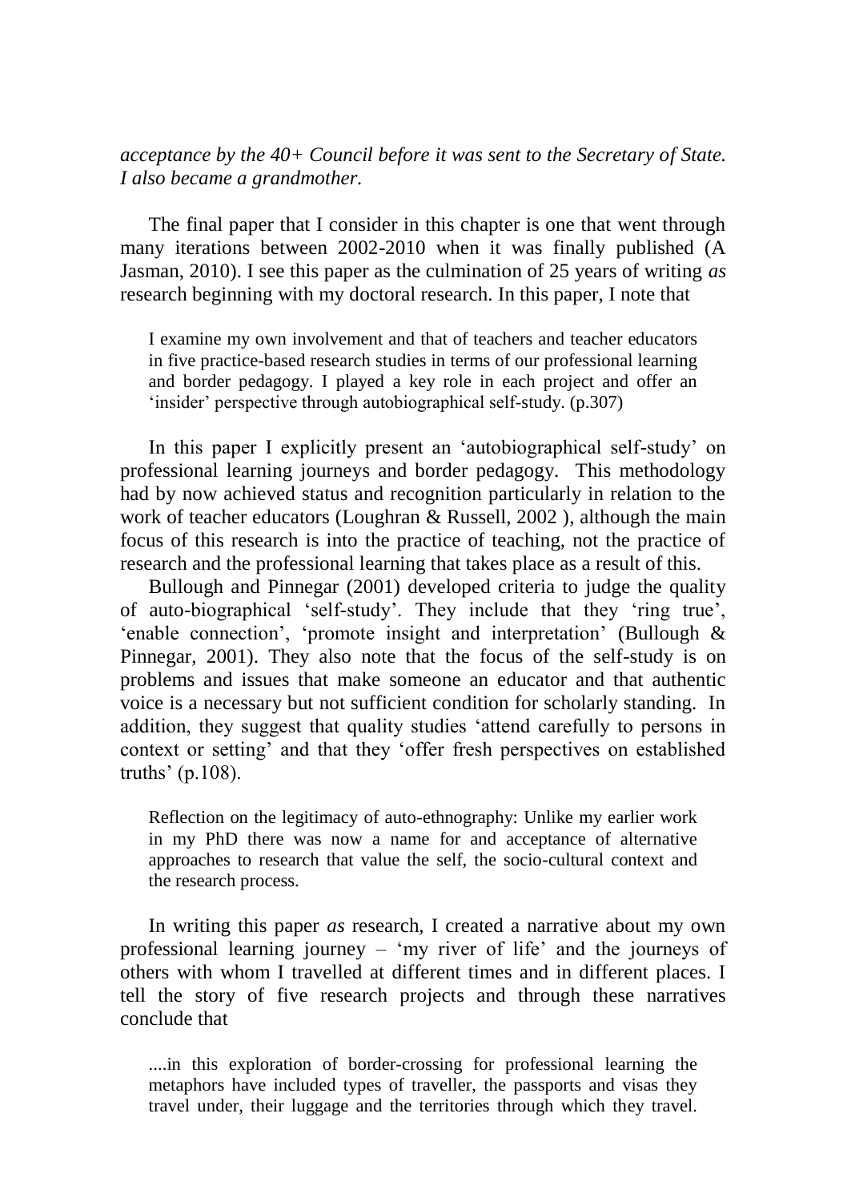*acceptance by the 40+ Council before it was sent to the Secretary of State. I also became a grandmother.*

The final paper that I consider in this chapter is one that went through many iterations between 2002-2010 when it was finally published (A Jasman, 2010). I see this paper as the culmination of 25 years of writing *as* research beginning with my doctoral research. In this paper, I note that

> I examine my own involvement and that of teachers and teacher educators in five practice-based research studies in terms of our professional learning and border pedagogy. I played a key role in each project and offer an 'insider' perspective through autobiographical self-study. (p.307)

In this paper I explicitly present an 'autobiographical self-study' on professional learning journeys and border pedagogy. This methodology had by now achieved status and recognition particularly in relation to the work of teacher educators (Loughran & Russell, 2002 ), although the main focus of this research is into the practice of teaching, not the practice of research and the professional learning that takes place as a result of this.

Bullough and Pinnegar (2001) developed criteria to judge the quality of auto-biographical 'self-study'. They include that they 'ring true', 'enable connection', 'promote insight and interpretation' (Bullough & Pinnegar, 2001). They also note that the focus of the self-study is on problems and issues that make someone an educator and that authentic voice is a necessary but not sufficient condition for scholarly standing. In addition, they suggest that quality studies 'attend carefully to persons in context or setting' and that they 'offer fresh perspectives on established truths' (p.108).

> Reflection on the legitimacy of auto-ethnography: Unlike my earlier work in my PhD there was now a name for and acceptance of alternative approaches to research that value the self, the socio-cultural context and the research process.

In writing this paper *as* research, I created a narrative about my own professional learning journey – 'my river of life' and the journeys of others with whom I travelled at different times and in different places. I tell the story of five research projects and through these narratives conclude that

> ....in this exploration of border-crossing for professional learning the metaphors have included types of traveller, the passports and visas they travel under, their luggage and the territories through which they travel.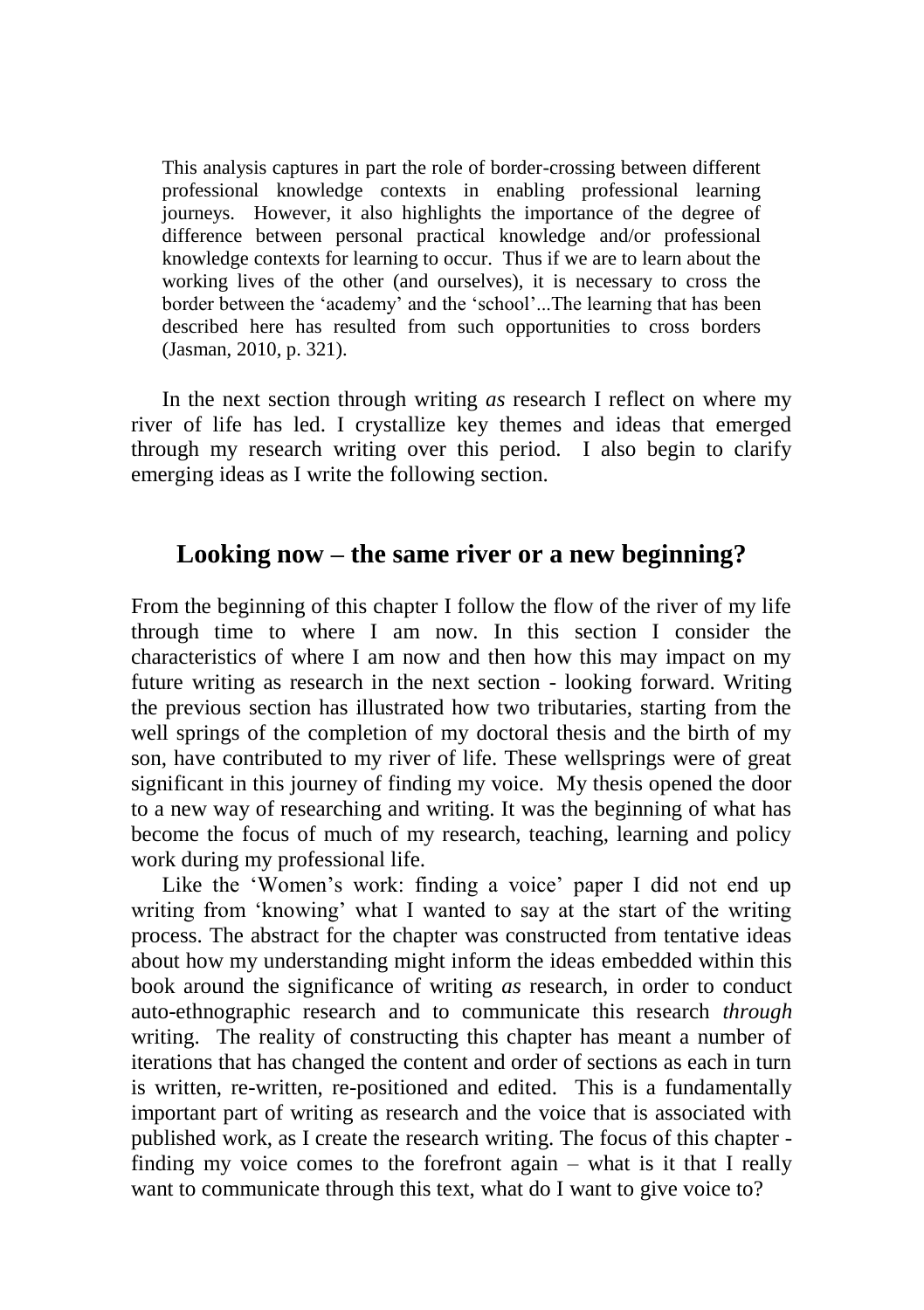> This analysis captures in part the role of border-crossing between different professional knowledge contexts in enabling professional learning journeys. However, it also highlights the importance of the degree of difference between personal practical knowledge and/or professional knowledge contexts for learning to occur. Thus if we are to learn about the working lives of the other (and ourselves), it is necessary to cross the border between the 'academy' and the 'school'...The learning that has been described here has resulted from such opportunities to cross borders (Jasman, 2010, p. 321).

In the next section through writing *as* research I reflect on where my river of life has led. I crystallize key themes and ideas that emerged through my research writing over this period. I also begin to clarify emerging ideas as I write the following section.

## Looking now – the same river or a new beginning?

From the beginning of this chapter I follow the flow of the river of my life through time to where I am now. In this section I consider the characteristics of where I am now and then how this may impact on my future writing as research in the next section - looking forward. Writing the previous section has illustrated how two tributaries, starting from the well springs of the completion of my doctoral thesis and the birth of my son, have contributed to my river of life. These wellsprings were of great significant in this journey of finding my voice. My thesis opened the door to a new way of researching and writing. It was the beginning of what has become the focus of much of my research, teaching, learning and policy work during my professional life.

Like the 'Women's work: finding a voice' paper I did not end up writing from 'knowing' what I wanted to say at the start of the writing process. The abstract for the chapter was constructed from tentative ideas about how my understanding might inform the ideas embedded within this book around the significance of writing *as* research, in order to conduct auto-ethnographic research and to communicate this research *through* writing. The reality of constructing this chapter has meant a number of iterations that has changed the content and order of sections as each in turn is written, re-written, re-positioned and edited. This is a fundamentally important part of writing as research and the voice that is associated with published work, as I create the research writing. The focus of this chapter - finding my voice comes to the forefront again – what is it that I really want to communicate through this text, what do I want to give voice to?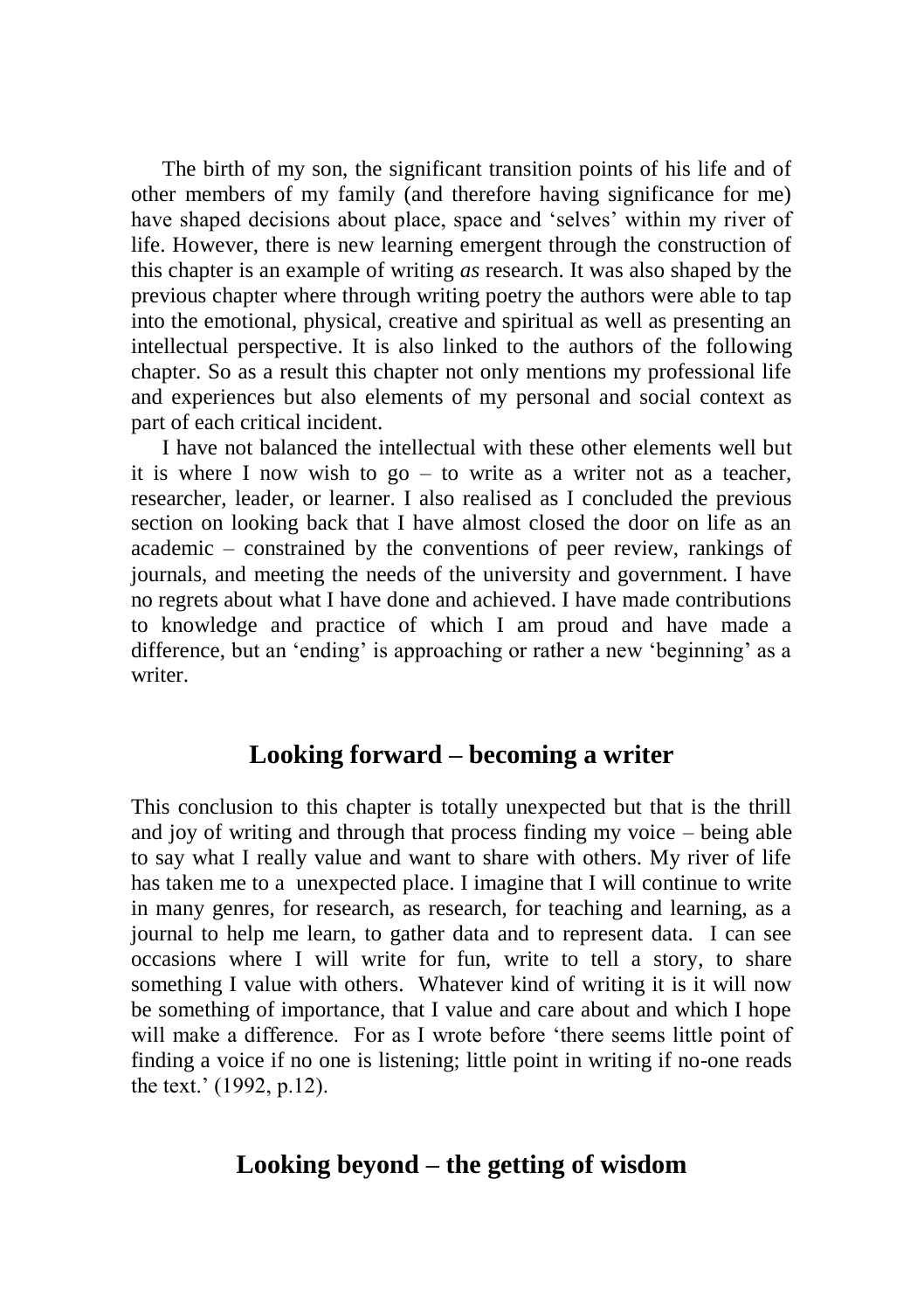The birth of my son, the significant transition points of his life and of other members of my family (and therefore having significance for me) have shaped decisions about place, space and 'selves' within my river of life. However, there is new learning emergent through the construction of this chapter is an example of writing *as* research. It was also shaped by the previous chapter where through writing poetry the authors were able to tap into the emotional, physical, creative and spiritual as well as presenting an intellectual perspective. It is also linked to the authors of the following chapter. So as a result this chapter not only mentions my professional life and experiences but also elements of my personal and social context as part of each critical incident.

I have not balanced the intellectual with these other elements well but it is where I now wish to go – to write as a writer not as a teacher, researcher, leader, or learner. I also realised as I concluded the previous section on looking back that I have almost closed the door on life as an academic – constrained by the conventions of peer review, rankings of journals, and meeting the needs of the university and government. I have no regrets about what I have done and achieved. I have made contributions to knowledge and practice of which I am proud and have made a difference, but an 'ending' is approaching or rather a new 'beginning' as a writer.

## Looking forward – becoming a writer

This conclusion to this chapter is totally unexpected but that is the thrill and joy of writing and through that process finding my voice – being able to say what I really value and want to share with others. My river of life has taken me to a unexpected place. I imagine that I will continue to write in many genres, for research, as research, for teaching and learning, as a journal to help me learn, to gather data and to represent data. I can see occasions where I will write for fun, write to tell a story, to share something I value with others. Whatever kind of writing it is it will now be something of importance, that I value and care about and which I hope will make a difference. For as I wrote before 'there seems little point of finding a voice if no one is listening; little point in writing if no-one reads the text.' (1992, p.12).

## Looking beyond – the getting of wisdom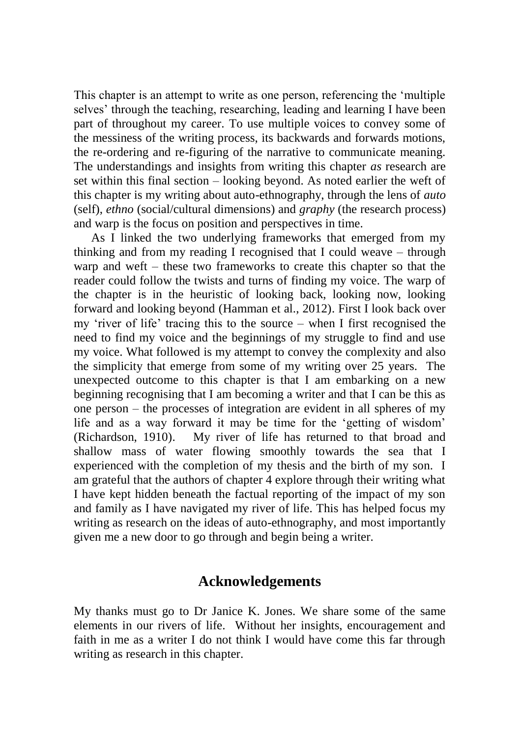This chapter is an attempt to write as one person, referencing the 'multiple selves' through the teaching, researching, leading and learning I have been part of throughout my career. To use multiple voices to convey some of the messiness of the writing process, its backwards and forwards motions, the re-ordering and re-figuring of the narrative to communicate meaning. The understandings and insights from writing this chapter *as* research are set within this final section – looking beyond. As noted earlier the weft of this chapter is my writing about auto-ethnography, through the lens of *auto* (self), *ethno* (social/cultural dimensions) and *graphy* (the research process) and warp is the focus on position and perspectives in time.

As I linked the two underlying frameworks that emerged from my thinking and from my reading I recognised that I could weave – through warp and weft – these two frameworks to create this chapter so that the reader could follow the twists and turns of finding my voice. The warp of the chapter is in the heuristic of looking back, looking now, looking forward and looking beyond (Hamman et al., 2012). First I look back over my 'river of life' tracing this to the source – when I first recognised the need to find my voice and the beginnings of my struggle to find and use my voice. What followed is my attempt to convey the complexity and also the simplicity that emerge from some of my writing over 25 years. The unexpected outcome to this chapter is that I am embarking on a new beginning recognising that I am becoming a writer and that I can be this as one person – the processes of integration are evident in all spheres of my life and as a way forward it may be time for the 'getting of wisdom' (Richardson, 1910). My river of life has returned to that broad and shallow mass of water flowing smoothly towards the sea that I experienced with the completion of my thesis and the birth of my son. I am grateful that the authors of chapter 4 explore through their writing what I have kept hidden beneath the factual reporting of the impact of my son and family as I have navigated my river of life. This has helped focus my writing as research on the ideas of auto-ethnography, and most importantly given me a new door to go through and begin being a writer.

## Acknowledgements

My thanks must go to Dr Janice K. Jones. We share some of the same elements in our rivers of life. Without her insights, encouragement and faith in me as a writer I do not think I would have come this far through writing as research in this chapter.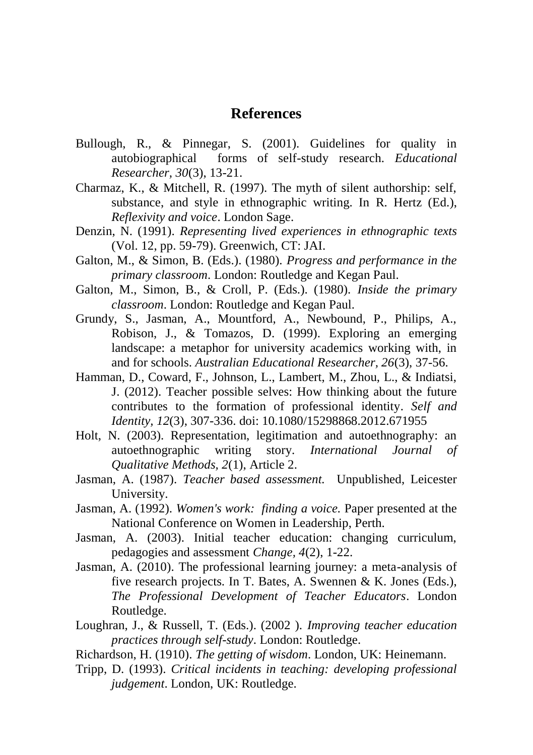## References

Bullough, R., & Pinnegar, S. (2001). Guidelines for quality in autobiographical forms of self-study research. *Educational Researcher, 30*(3), 13-21.

Charmaz, K., & Mitchell, R. (1997). The myth of silent authorship: self, substance, and style in ethnographic writing. In R. Hertz (Ed.), *Reflexivity and voice*. London Sage.

Denzin, N. (1991). *Representing lived experiences in ethnographic texts* (Vol. 12, pp. 59-79). Greenwich, CT: JAI.

Galton, M., & Simon, B. (Eds.). (1980). *Progress and performance in the primary classroom*. London: Routledge and Kegan Paul.

Galton, M., Simon, B., & Croll, P. (Eds.). (1980). *Inside the primary classroom*. London: Routledge and Kegan Paul.

Grundy, S., Jasman, A., Mountford, A., Newbound, P., Philips, A., Robison, J., & Tomazos, D. (1999). Exploring an emerging landscape: a metaphor for university academics working with, in and for schools. *Australian Educational Researcher, 26*(3), 37-56.

Hamman, D., Coward, F., Johnson, L., Lambert, M., Zhou, L., & Indiatsi, J. (2012). Teacher possible selves: How thinking about the future contributes to the formation of professional identity. *Self and Identity, 12*(3), 307-336. doi: 10.1080/15298868.2012.671955

Holt, N. (2003). Representation, legitimation and autoethnography: an autoethnographic writing story. *International Journal of Qualitative Methods, 2*(1), Article 2.

Jasman, A. (1987). *Teacher based assessment.* Unpublished, Leicester University.

Jasman, A. (1992). *Women's work: finding a voice.* Paper presented at the National Conference on Women in Leadership, Perth.

Jasman, A. (2003). Initial teacher education: changing curriculum, pedagogies and assessment *Change, 4*(2), 1-22.

Jasman, A. (2010). The professional learning journey: a meta-analysis of five research projects. In T. Bates, A. Swennen & K. Jones (Eds.), *The Professional Development of Teacher Educators*. London Routledge.

Loughran, J., & Russell, T. (Eds.). (2002 ). *Improving teacher education practices through self-study*. London: Routledge.

Richardson, H. (1910). *The getting of wisdom*. London, UK: Heinemann.

Tripp, D. (1993). *Critical incidents in teaching: developing professional judgement*. London, UK: Routledge.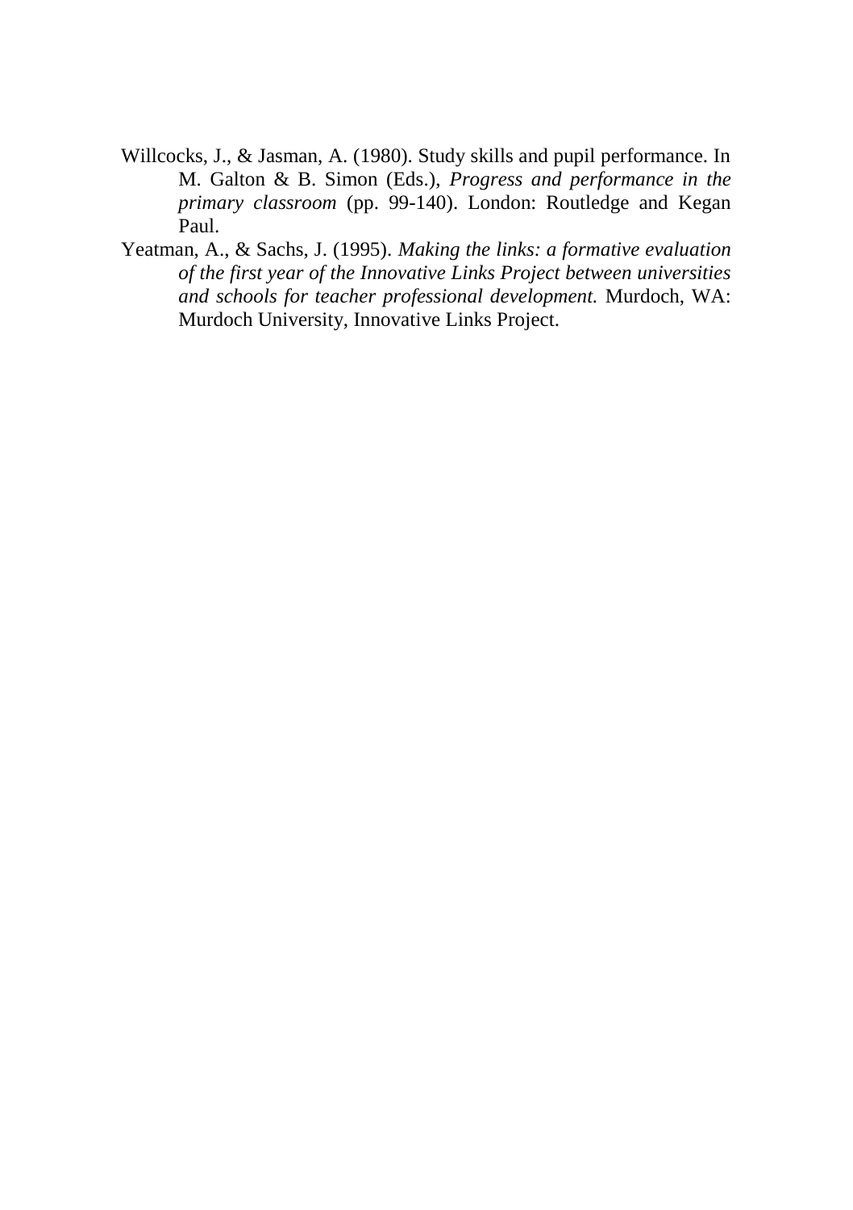Willcocks, J., & Jasman, A. (1980). Study skills and pupil performance. In M. Galton & B. Simon (Eds.), *Progress and performance in the primary classroom* (pp. 99-140). London: Routledge and Kegan Paul.

Yeatman, A., & Sachs, J. (1995). *Making the links: a formative evaluation of the first year of the Innovative Links Project between universities and schools for teacher professional development.* Murdoch, WA: Murdoch University, Innovative Links Project.